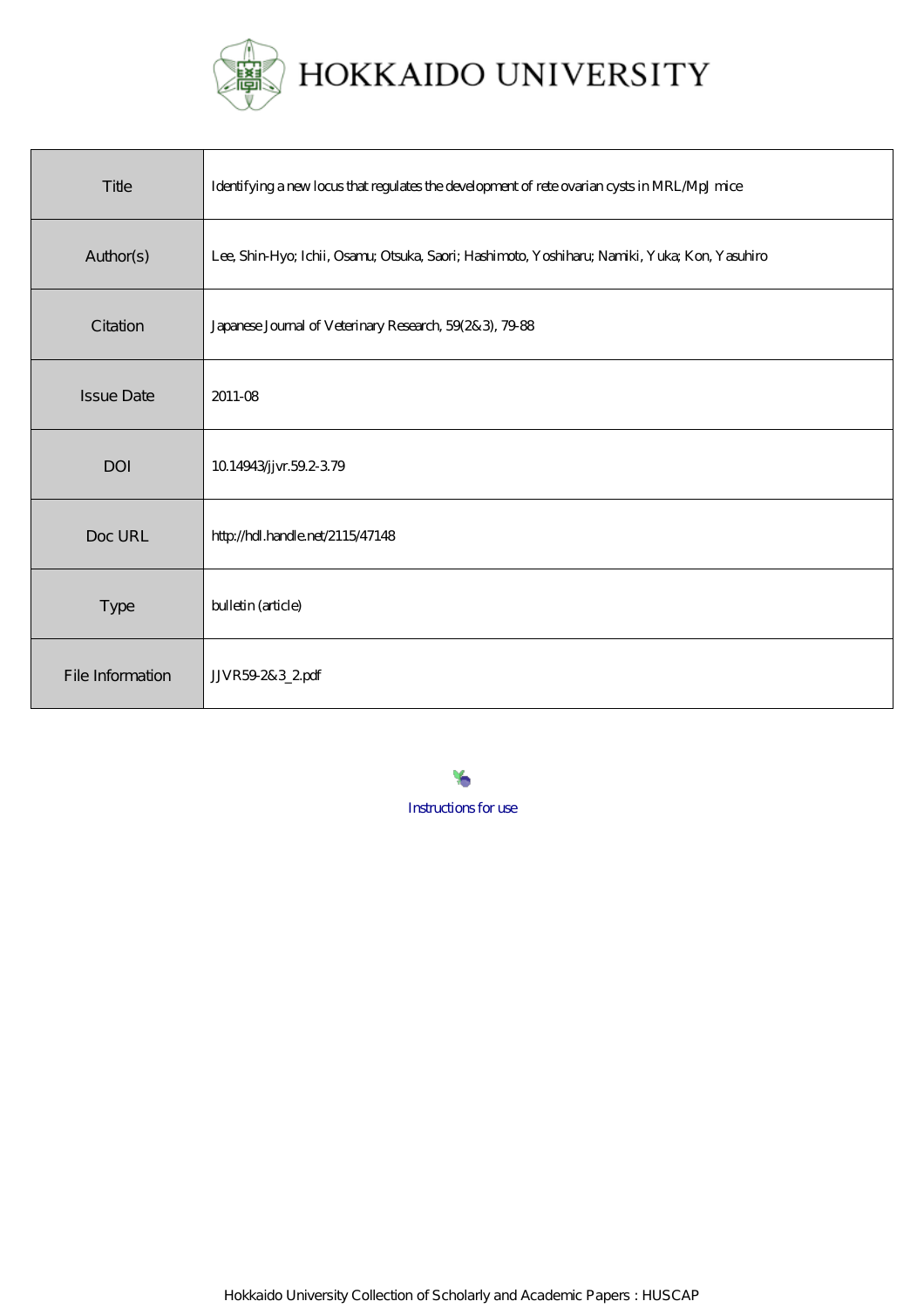# HOKKAIDO UNIVERSITY

| Title | Identifying a new locus that regulates the development of rete ovarian cysts in MRL/MpJ mice |
|---|---|
| Author(s) | Lee, Shin-Hyo; Ichii, Osamu; Otsuka, Saori; Hashimoto, Yoshiharu; Namiki, Yuka; Kon, Yasuhiro |
| Citation | Japanese Journal of Veterinary Research, 59(2&3), 79-88 |
| Issue Date | 2011-08 |
| DOI | 10.14943/jjvr.59.2-3.79 |
| Doc URL | http://hdl.handle.net/2115/47148 |
| Type | bulletin (article) |
| File Information | JJVR59-2&3_2.pdf |

Instructions for use

Hokkaido University Collection of Scholarly and Academic Papers : HUSCAP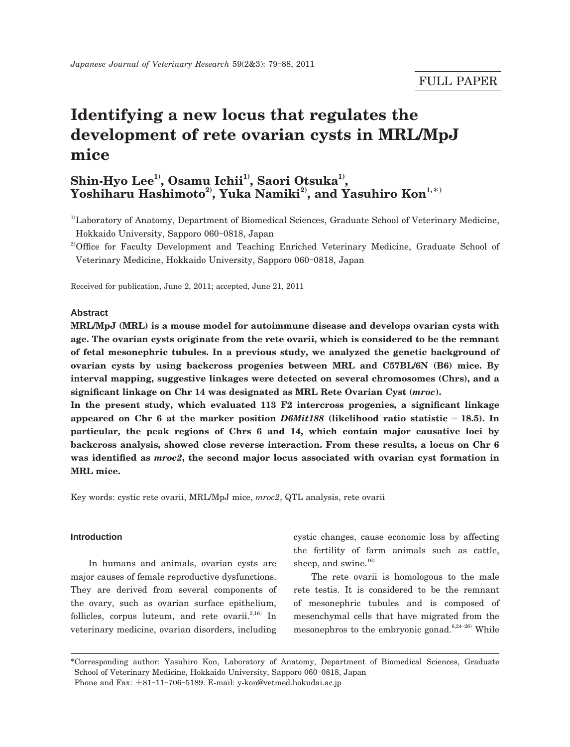FULL PAPER

# Identifying a new locus that regulates the development of rete ovarian cysts in MRL/MpJ mice

**Shin-Hyo Lee[1)], Osamu Ichii[1)], Saori Otsuka[1)], Yoshiharu Hashimoto[2)], Yuka Namiki[2)], and Yasuhiro Kon[1,*)]**

[1)]Laboratory of Anatomy, Department of Biomedical Sciences, Graduate School of Veterinary Medicine, Hokkaido University, Sapporo 060-0818, Japan

[2)]Office for Faculty Development and Teaching Enriched Veterinary Medicine, Graduate School of Veterinary Medicine, Hokkaido University, Sapporo 060-0818, Japan

Received for publication, June 2, 2011; accepted, June 21, 2011

## Abstract

**MRL/MpJ (MRL) is a mouse model for autoimmune disease and develops ovarian cysts with age. The ovarian cysts originate from the rete ovarii, which is considered to be the remnant of fetal mesonephric tubules. In a previous study, we analyzed the genetic background of ovarian cysts by using backcross progenies between MRL and C57BL/6N (B6) mice. By interval mapping, suggestive linkages were detected on several chromosomes (Chrs), and a significant linkage on Chr 14 was designated as MRL Rete Ovarian Cyst (*mroc*).**

**In the present study, which evaluated 113 F2 intercross progenies, a significant linkage appeared on Chr 6 at the marker position *D6Mit188* (likelihood ratio statistic = 18.5). In particular, the peak regions of Chrs 6 and 14, which contain major causative loci by backcross analysis, showed close reverse interaction. From these results, a locus on Chr 6 was identified as *mroc2*, the second major locus associated with ovarian cyst formation in MRL mice.**

Key words: cystic rete ovarii, MRL/MpJ mice, *mroc2*, QTL analysis, rete ovarii

## Introduction

In humans and animals, ovarian cysts are major causes of female reproductive dysfunctions. They are derived from several components of the ovary, such as ovarian surface epithelium, follicles, corpus luteum, and rete ovarii.[2,16)] In veterinary medicine, ovarian disorders, including cystic changes, cause economic loss by affecting the fertility of farm animals such as cattle, sheep, and swine.[16)]

The rete ovarii is homologous to the male rete testis. It is considered to be the remnant of mesonephric tubules and is composed of mesenchymal cells that have migrated from the mesonephros to the embryonic gonad.[6,24-26)] While

*Corresponding author: Yasuhiro Kon, Laboratory of Anatomy, Department of Biomedical Sciences, Graduate School of Veterinary Medicine, Hokkaido University, Sapporo 060-0818, Japan
Phone and Fax: +81-11-706-5189. E-mail: y-kon@vetmed.hokudai.ac.jp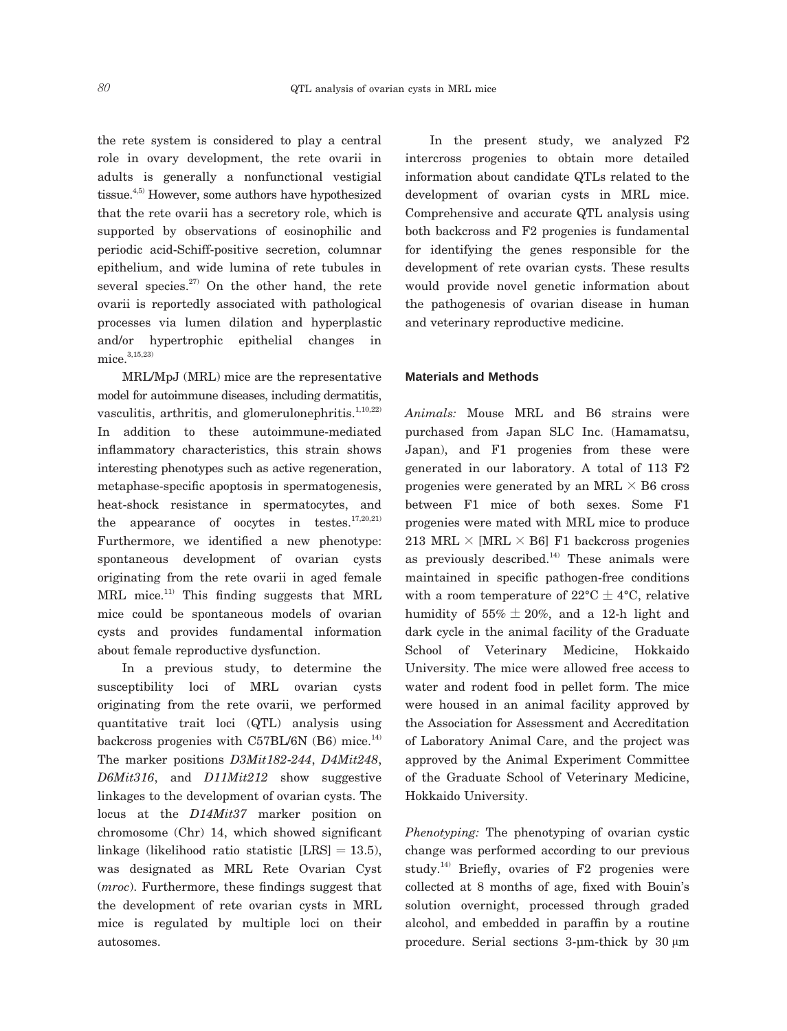the rete system is considered to play a central role in ovary development, the rete ovarii in adults is generally a nonfunctional vestigial tissue.[4,5] However, some authors have hypothesized that the rete ovarii has a secretory role, which is supported by observations of eosinophilic and periodic acid-Schiff-positive secretion, columnar epithelium, and wide lumina of rete tubules in several species.[27] On the other hand, the rete ovarii is reportedly associated with pathological processes via lumen dilation and hyperplastic and/or hypertrophic epithelial changes in mice.[3,15,23]

MRL/MpJ (MRL) mice are the representative model for autoimmune diseases, including dermatitis, vasculitis, arthritis, and glomerulonephritis.[1,10,22] In addition to these autoimmune-mediated inflammatory characteristics, this strain shows interesting phenotypes such as active regeneration, metaphase-specific apoptosis in spermatogenesis, heat-shock resistance in spermatocytes, and the appearance of oocytes in testes.[17,20,21] Furthermore, we identified a new phenotype: spontaneous development of ovarian cysts originating from the rete ovarii in aged female MRL mice.[11] This finding suggests that MRL mice could be spontaneous models of ovarian cysts and provides fundamental information about female reproductive dysfunction.

In a previous study, to determine the susceptibility loci of MRL ovarian cysts originating from the rete ovarii, we performed quantitative trait loci (QTL) analysis using backcross progenies with C57BL/6N (B6) mice.[14] The marker positions *D3Mit182-244*, *D4Mit248*, *D6Mit316*, and *D11Mit212* show suggestive linkages to the development of ovarian cysts. The locus at the *D14Mit37* marker position on chromosome (Chr) 14, which showed significant linkage (likelihood ratio statistic [LRS] = 13.5), was designated as MRL Rete Ovarian Cyst (*mroc*). Furthermore, these findings suggest that the development of rete ovarian cysts in MRL mice is regulated by multiple loci on their autosomes.

In the present study, we analyzed F2 intercross progenies to obtain more detailed information about candidate QTLs related to the development of ovarian cysts in MRL mice. Comprehensive and accurate QTL analysis using both backcross and F2 progenies is fundamental for identifying the genes responsible for the development of rete ovarian cysts. These results would provide novel genetic information about the pathogenesis of ovarian disease in human and veterinary reproductive medicine.

## Materials and Methods

*Animals:* Mouse MRL and B6 strains were purchased from Japan SLC Inc. (Hamamatsu, Japan), and F1 progenies from these were generated in our laboratory. A total of 113 F2 progenies were generated by an MRL × B6 cross between F1 mice of both sexes. Some F1 progenies were mated with MRL mice to produce 213 MRL × [MRL × B6] F1 backcross progenies as previously described.[14] These animals were maintained in specific pathogen-free conditions with a room temperature of 22°C ± 4°C, relative humidity of 55% ± 20%, and a 12-h light and dark cycle in the animal facility of the Graduate School of Veterinary Medicine, Hokkaido University. The mice were allowed free access to water and rodent food in pellet form. The mice were housed in an animal facility approved by the Association for Assessment and Accreditation of Laboratory Animal Care, and the project was approved by the Animal Experiment Committee of the Graduate School of Veterinary Medicine, Hokkaido University.

*Phenotyping:* The phenotyping of ovarian cystic change was performed according to our previous study.[14] Briefly, ovaries of F2 progenies were collected at 8 months of age, fixed with Bouin's solution overnight, processed through graded alcohol, and embedded in paraffin by a routine procedure. Serial sections 3-μm-thick by 30 μm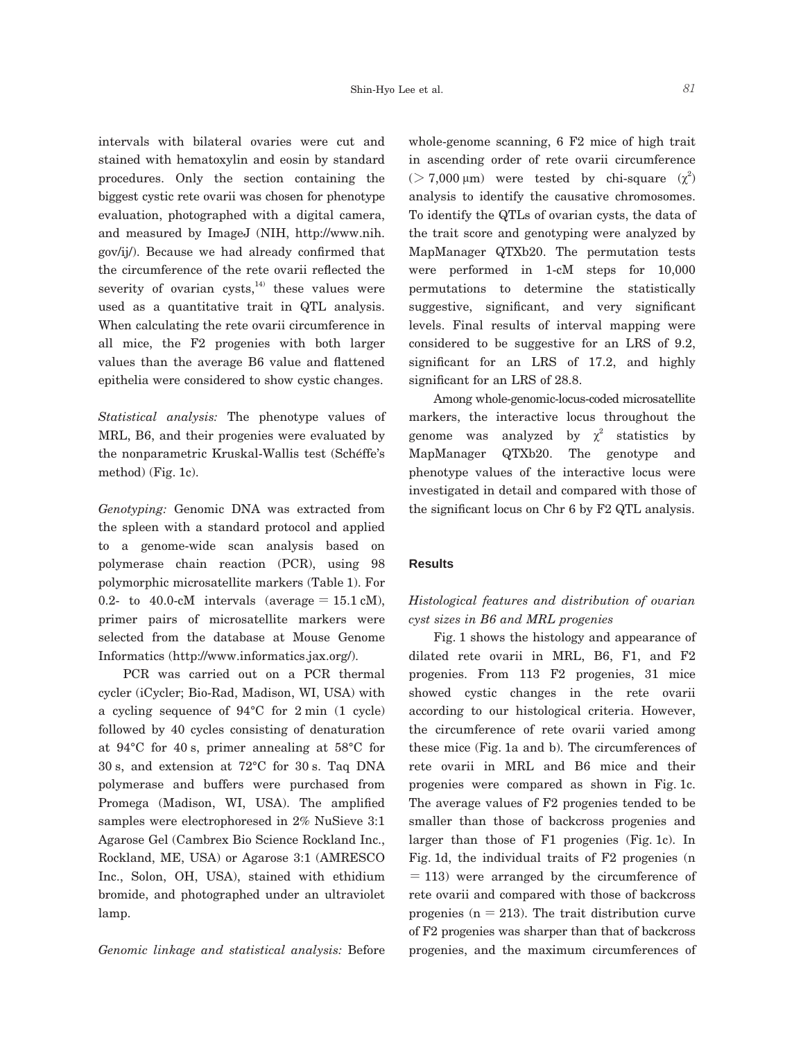intervals with bilateral ovaries were cut and stained with hematoxylin and eosin by standard procedures. Only the section containing the biggest cystic rete ovarii was chosen for phenotype evaluation, photographed with a digital camera, and measured by ImageJ (NIH, http://www.nih.gov/ij/). Because we had already confirmed that the circumference of the rete ovarii reflected the severity of ovarian cysts,[14] these values were used as a quantitative trait in QTL analysis. When calculating the rete ovarii circumference in all mice, the F2 progenies with both larger values than the average B6 value and flattened epithelia were considered to show cystic changes.

*Statistical analysis:* The phenotype values of MRL, B6, and their progenies were evaluated by the nonparametric Kruskal-Wallis test (Schéffe's method) (Fig. 1c).

*Genotyping:* Genomic DNA was extracted from the spleen with a standard protocol and applied to a genome-wide scan analysis based on polymerase chain reaction (PCR), using 98 polymorphic microsatellite markers (Table 1). For 0.2- to 40.0-cM intervals (average = 15.1 cM), primer pairs of microsatellite markers were selected from the database at Mouse Genome Informatics (http://www.informatics.jax.org/).

PCR was carried out on a PCR thermal cycler (iCycler; Bio-Rad, Madison, WI, USA) with a cycling sequence of 94°C for 2 min (1 cycle) followed by 40 cycles consisting of denaturation at 94°C for 40 s, primer annealing at 58°C for 30 s, and extension at 72°C for 30 s. Taq DNA polymerase and buffers were purchased from Promega (Madison, WI, USA). The amplified samples were electrophoresed in 2% NuSieve 3:1 Agarose Gel (Cambrex Bio Science Rockland Inc., Rockland, ME, USA) or Agarose 3:1 (AMRESCO Inc., Solon, OH, USA), stained with ethidium bromide, and photographed under an ultraviolet lamp.

*Genomic linkage and statistical analysis:* Before whole-genome scanning, 6 F2 mice of high trait in ascending order of rete ovarii circumference (> 7,000 μm) were tested by chi-square ($\chi^2$) analysis to identify the causative chromosomes. To identify the QTLs of ovarian cysts, the data of the trait score and genotyping were analyzed by MapManager QTXb20. The permutation tests were performed in 1-cM steps for 10,000 permutations to determine the statistically suggestive, significant, and very significant levels. Final results of interval mapping were considered to be suggestive for an LRS of 9.2, significant for an LRS of 17.2, and highly significant for an LRS of 28.8.

Among whole-genomic-locus-coded microsatellite markers, the interactive locus throughout the genome was analyzed by $\chi^2$ statistics by MapManager QTXb20. The genotype and phenotype values of the interactive locus were investigated in detail and compared with those of the significant locus on Chr 6 by F2 QTL analysis.

## Results

### *Histological features and distribution of ovarian cyst sizes in B6 and MRL progenies*

Fig. 1 shows the histology and appearance of dilated rete ovarii in MRL, B6, F1, and F2 progenies. From 113 F2 progenies, 31 mice showed cystic changes in the rete ovarii according to our histological criteria. However, the circumference of rete ovarii varied among these mice (Fig. 1a and b). The circumferences of rete ovarii in MRL and B6 mice and their progenies were compared as shown in Fig. 1c. The average values of F2 progenies tended to be smaller than those of backcross progenies and larger than those of F1 progenies (Fig. 1c). In Fig. 1d, the individual traits of F2 progenies (n = 113) were arranged by the circumference of rete ovarii and compared with those of backcross progenies (n = 213). The trait distribution curve of F2 progenies was sharper than that of backcross progenies, and the maximum circumferences of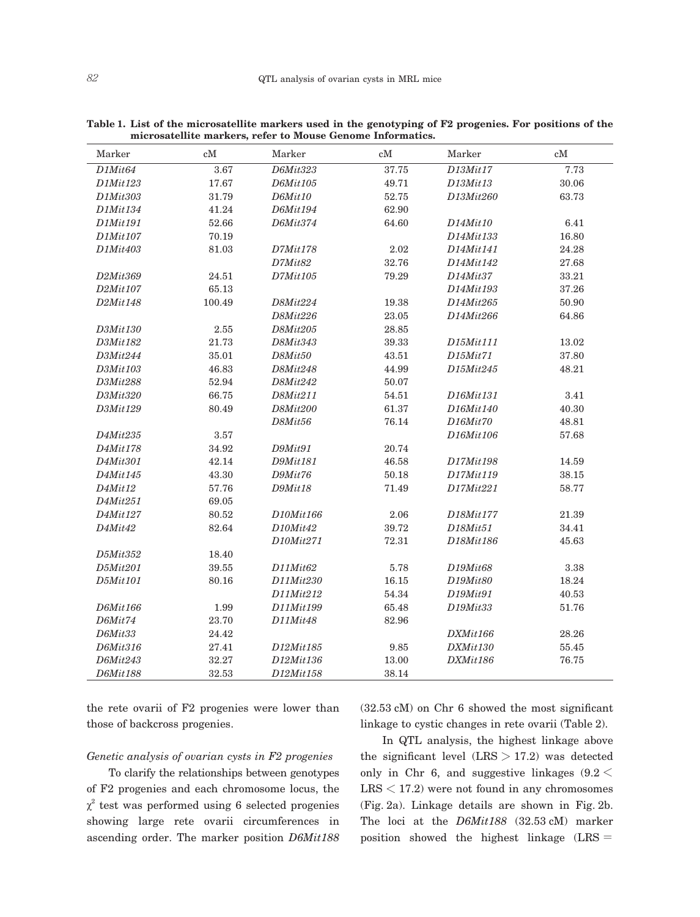**Table 1. List of the microsatellite markers used in the genotyping of F2 progenies. For positions of the microsatellite markers, refer to Mouse Genome Informatics.**

| Marker | cM | Marker | cM | Marker | cM |
|---|---|---|---|---|---|
| *D1Mit64* | 3.67 | *D6Mit323* | 37.75 | *D13Mit17* | 7.73 |
| *D1Mit123* | 17.67 | *D6Mit105* | 49.71 | *D13Mit13* | 30.06 |
| *D1Mit303* | 31.79 | *D6Mit10* | 52.75 | *D13Mit260* | 63.73 |
| *D1Mit134* | 41.24 | *D6Mit194* | 62.90 | | |
| *D1Mit191* | 52.66 | *D6Mit374* | 64.60 | *D14Mit10* | 6.41 |
| *D1Mit107* | 70.19 | | | *D14Mit133* | 16.80 |
| *D1Mit403* | 81.03 | *D7Mit178* | 2.02 | *D14Mit141* | 24.28 |
| | | *D7Mit82* | 32.76 | *D14Mit142* | 27.68 |
| *D2Mit369* | 24.51 | *D7Mit105* | 79.29 | *D14Mit37* | 33.21 |
| *D2Mit107* | 65.13 | | | *D14Mit193* | 37.26 |
| *D2Mit148* | 100.49 | *D8Mit224* | 19.38 | *D14Mit265* | 50.90 |
| | | *D8Mit226* | 23.05 | *D14Mit266* | 64.86 |
| *D3Mit130* | 2.55 | *D8Mit205* | 28.85 | | |
| *D3Mit182* | 21.73 | *D8Mit343* | 39.33 | *D15Mit111* | 13.02 |
| *D3Mit244* | 35.01 | *D8Mit50* | 43.51 | *D15Mit71* | 37.80 |
| *D3Mit103* | 46.83 | *D8Mit248* | 44.99 | *D15Mit245* | 48.21 |
| *D3Mit288* | 52.94 | *D8Mit242* | 50.07 | | |
| *D3Mit320* | 66.75 | *D8Mit211* | 54.51 | *D16Mit131* | 3.41 |
| *D3Mit129* | 80.49 | *D8Mit200* | 61.37 | *D16Mit140* | 40.30 |
| | | *D8Mit56* | 76.14 | *D16Mit70* | 48.81 |
| *D4Mit235* | 3.57 | | | *D16Mit106* | 57.68 |
| *D4Mit178* | 34.92 | *D9Mit91* | 20.74 | | |
| *D4Mit301* | 42.14 | *D9Mit181* | 46.58 | *D17Mit198* | 14.59 |
| *D4Mit145* | 43.30 | *D9Mit76* | 50.18 | *D17Mit119* | 38.15 |
| *D4Mit12* | 57.76 | *D9Mit18* | 71.49 | *D17Mit221* | 58.77 |
| *D4Mit251* | 69.05 | | | | |
| *D4Mit127* | 80.52 | *D10Mit166* | 2.06 | *D18Mit177* | 21.39 |
| *D4Mit42* | 82.64 | *D10Mit42* | 39.72 | *D18Mit51* | 34.41 |
| | | *D10Mit271* | 72.31 | *D18Mit186* | 45.63 |
| *D5Mit352* | 18.40 | | | | |
| *D5Mit201* | 39.55 | *D11Mit62* | 5.78 | *D19Mit68* | 3.38 |
| *D5Mit101* | 80.16 | *D11Mit230* | 16.15 | *D19Mit80* | 18.24 |
| | | *D11Mit212* | 54.34 | *D19Mit91* | 40.53 |
| *D6Mit166* | 1.99 | *D11Mit199* | 65.48 | *D19Mit33* | 51.76 |
| *D6Mit74* | 23.70 | *D11Mit48* | 82.96 | | |
| *D6Mit33* | 24.42 | | | *DXMit166* | 28.26 |
| *D6Mit316* | 27.41 | *D12Mit185* | 9.85 | *DXMit130* | 55.45 |
| *D6Mit243* | 32.27 | *D12Mit136* | 13.00 | *DXMit186* | 76.75 |
| *D6Mit188* | 32.53 | *D12Mit158* | 38.14 | | |

the rete ovarii of F2 progenies were lower than those of backcross progenies.

*Genetic analysis of ovarian cysts in F2 progenies*

To clarify the relationships between genotypes of F2 progenies and each chromosome locus, the $\chi^2$ test was performed using 6 selected progenies showing large rete ovarii circumferences in ascending order. The marker position *D6Mit188* (32.53 cM) on Chr 6 showed the most significant linkage to cystic changes in rete ovarii (Table 2).

In QTL analysis, the highest linkage above the significant level ($LRS > 17.2$) was detected only in Chr 6, and suggestive linkages ($9.2 < LRS < 17.2$) were not found in any chromosomes (Fig. 2a). Linkage details are shown in Fig. 2b. The loci at the *D6Mit188* (32.53 cM) marker position showed the highest linkage (LRS =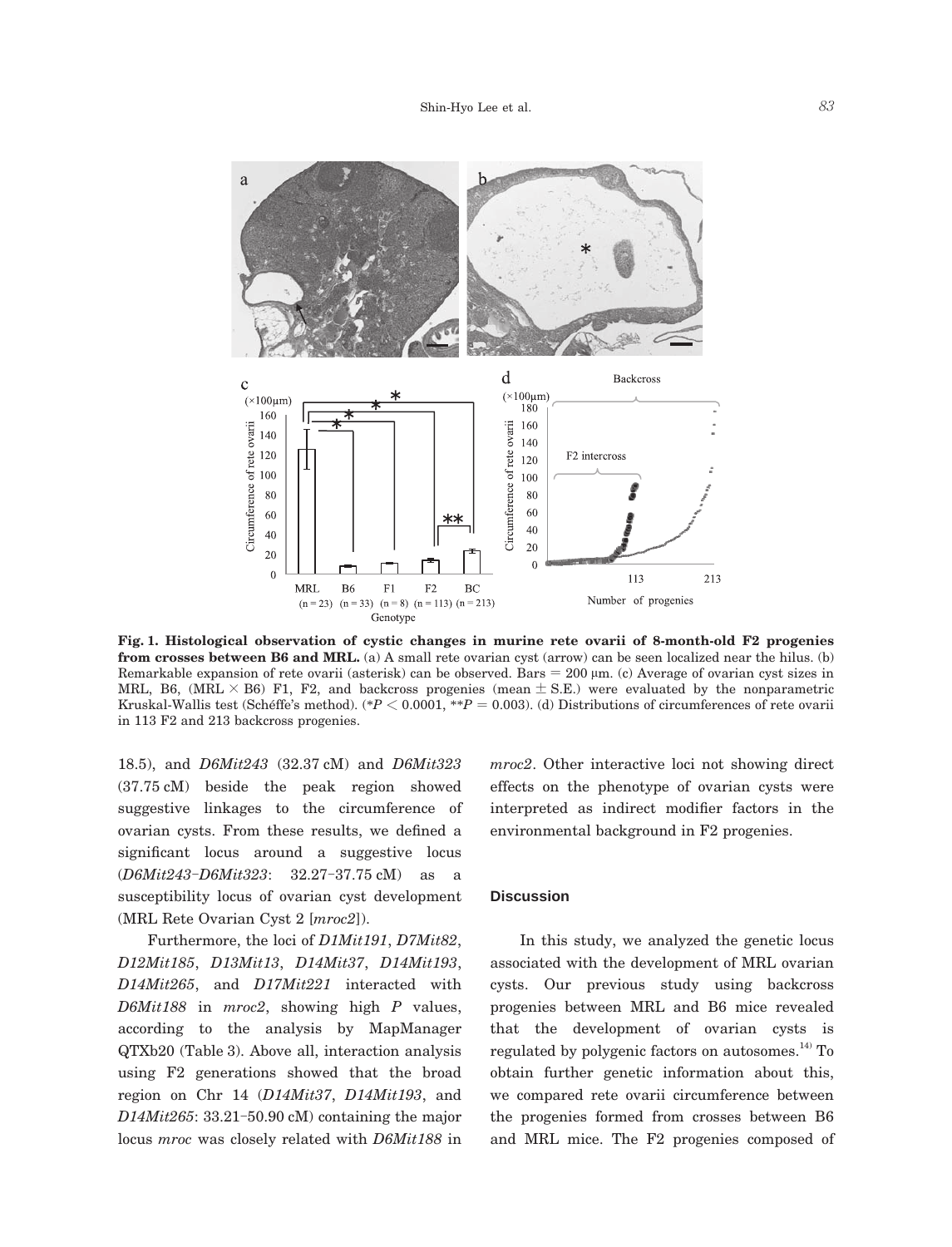**Fig. 1. Histological observation of cystic changes in murine rete ovarii of 8-month-old F2 progenies from crosses between B6 and MRL.** (a) A small rete ovarian cyst (arrow) can be seen localized near the hilus. (b) Remarkable expansion of rete ovarii (asterisk) can be observed. Bars = 200 μm. (c) Average of ovarian cyst sizes in MRL, B6, (MRL × B6) F1, F2, and backcross progenies (mean ± S.E.) were evaluated by the nonparametric Kruskal-Wallis test (Schéffe's method). (* $P < 0.0001$, ** $P = 0.003$). (d) Distributions of circumferences of rete ovarii in 113 F2 and 213 backcross progenies.

18.5), and *D6Mit243* (32.37 cM) and *D6Mit323* (37.75 cM) beside the peak region showed suggestive linkages to the circumference of ovarian cysts. From these results, we defined a significant locus around a suggestive locus (*D6Mit243*–*D6Mit323*: 32.27–37.75 cM) as a susceptibility locus of ovarian cyst development (MRL Rete Ovarian Cyst 2 [*mroc2*]).

Furthermore, the loci of *D1Mit191*, *D7Mit82*, *D12Mit185*, *D13Mit13*, *D14Mit37*, *D14Mit193*, *D14Mit265*, and *D17Mit221* interacted with *D6Mit188* in *mroc2*, showing high *P* values, according to the analysis by MapManager QTXb20 (Table 3). Above all, interaction analysis using F2 generations showed that the broad region on Chr 14 (*D14Mit37*, *D14Mit193*, and *D14Mit265*: 33.21–50.90 cM) containing the major locus *mroc* was closely related with *D6Mit188* in *mroc2*. Other interactive loci not showing direct effects on the phenotype of ovarian cysts were interpreted as indirect modifier factors in the environmental background in F2 progenies.

## Discussion

In this study, we analyzed the genetic locus associated with the development of MRL ovarian cysts. Our previous study using backcross progenies between MRL and B6 mice revealed that the development of ovarian cysts is regulated by polygenic factors on autosomes.[14] To obtain further genetic information about this, we compared rete ovarii circumference between the progenies formed from crosses between B6 and MRL mice. The F2 progenies composed of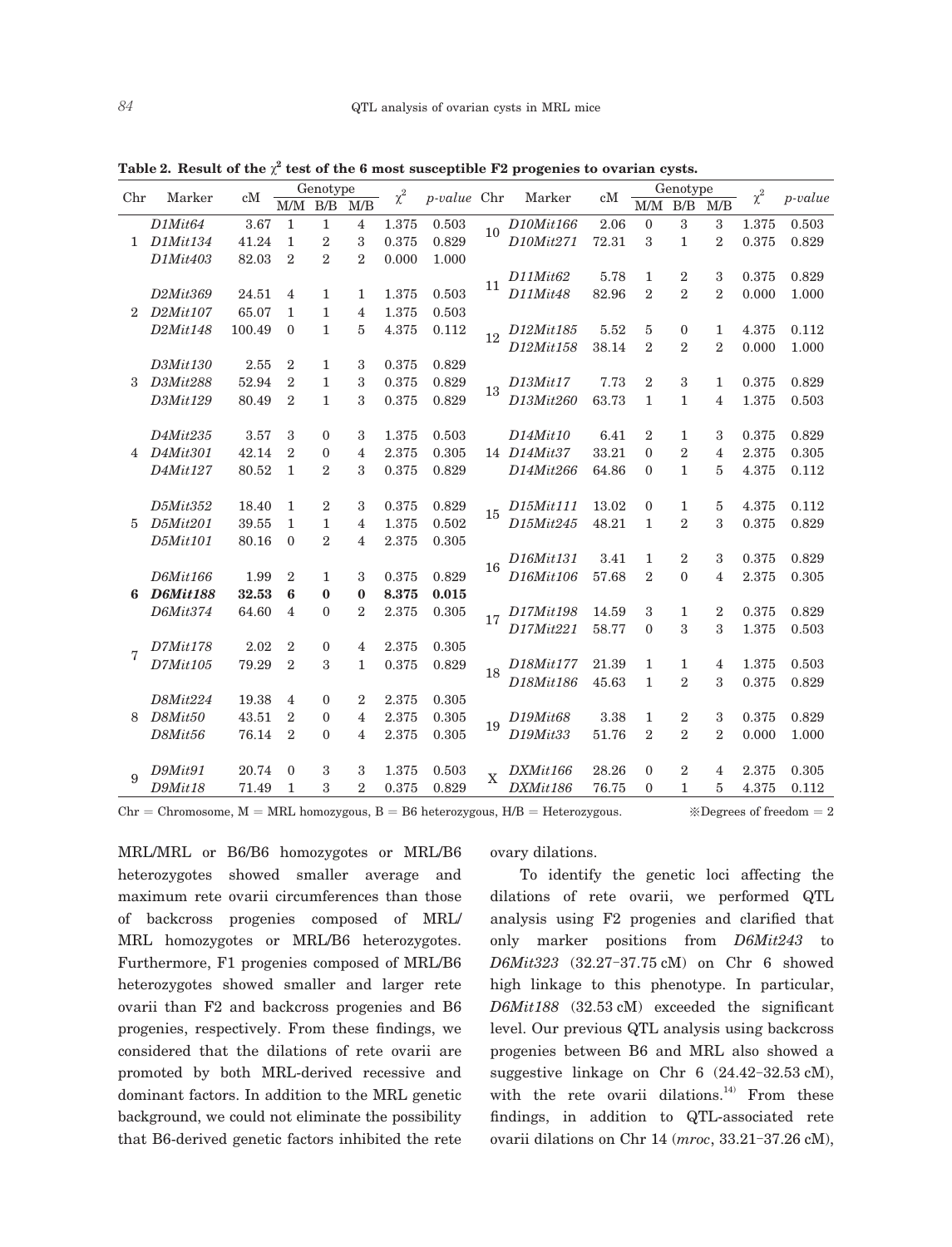**Table 2. Result of the $\chi^2$ test of the 6 most susceptible F2 progenies to ovarian cysts.**

| Chr | Marker | cM | Genotype | | | $\chi^2$ | *p-value* | Chr | Marker | cM | Genotype | | | $\chi^2$ | *p-value* |
|---|---|---|---|---|---|---|---|---|---|---|---|---|---|---|---|
| | | | M/M | B/B | M/B | | | | | | M/M | B/B | M/B | | |
| 1 | *D1Mit64* | 3.67 | 1 | 1 | 4 | 1.375 | 0.503 | 10 | *D10Mit166* | 2.06 | 0 | 3 | 3 | 1.375 | 0.503 |
| 1 | *D1Mit134* | 41.24 | 1 | 2 | 3 | 0.375 | 0.829 | 10 | *D10Mit271* | 72.31 | 3 | 1 | 2 | 0.375 | 0.829 |
| 1 | *D1Mit403* | 82.03 | 2 | 2 | 2 | 0.000 | 1.000 | 11 | *D11Mit62* | 5.78 | 1 | 2 | 3 | 0.375 | 0.829 |
| 2 | *D2Mit369* | 24.51 | 4 | 1 | 1 | 1.375 | 0.503 | 11 | *D11Mit48* | 82.96 | 2 | 2 | 2 | 0.000 | 1.000 |
| 2 | *D2Mit107* | 65.07 | 1 | 1 | 4 | 1.375 | 0.503 | 12 | *D12Mit185* | 5.52 | 5 | 0 | 1 | 4.375 | 0.112 |
| 2 | *D2Mit148* | 100.49 | 0 | 1 | 5 | 4.375 | 0.112 | 12 | *D12Mit158* | 38.14 | 2 | 2 | 2 | 0.000 | 1.000 |
| 3 | *D3Mit130* | 2.55 | 2 | 1 | 3 | 0.375 | 0.829 | 13 | *D13Mit17* | 7.73 | 2 | 3 | 1 | 0.375 | 0.829 |
| 3 | *D3Mit288* | 52.94 | 2 | 1 | 3 | 0.375 | 0.829 | 13 | *D13Mit260* | 63.73 | 1 | 1 | 4 | 1.375 | 0.503 |
| 3 | *D3Mit129* | 80.49 | 2 | 1 | 3 | 0.375 | 0.829 | 14 | *D14Mit10* | 6.41 | 2 | 1 | 3 | 0.375 | 0.829 |
| 4 | *D4Mit235* | 3.57 | 3 | 0 | 3 | 1.375 | 0.503 | 14 | *D14Mit37* | 33.21 | 0 | 2 | 4 | 2.375 | 0.305 |
| 4 | *D4Mit301* | 42.14 | 2 | 0 | 4 | 2.375 | 0.305 | 14 | *D14Mit266* | 64.86 | 0 | 1 | 5 | 4.375 | 0.112 |
| 4 | *D4Mit127* | 80.52 | 1 | 2 | 3 | 0.375 | 0.829 | 15 | *D15Mit111* | 13.02 | 0 | 1 | 5 | 4.375 | 0.112 |
| 5 | *D5Mit352* | 18.40 | 1 | 2 | 3 | 0.375 | 0.829 | 15 | *D15Mit245* | 48.21 | 1 | 2 | 3 | 0.375 | 0.829 |
| 5 | *D5Mit201* | 39.55 | 1 | 1 | 4 | 1.375 | 0.502 | 16 | *D16Mit131* | 3.41 | 1 | 2 | 3 | 0.375 | 0.829 |
| 5 | *D5Mit101* | 80.16 | 0 | 2 | 4 | 2.375 | 0.305 | 16 | *D16Mit106* | 57.68 | 2 | 0 | 4 | 2.375 | 0.305 |
| 6 | *D6Mit166* | 1.99 | 2 | 1 | 3 | 0.375 | 0.829 | 17 | *D17Mit198* | 14.59 | 3 | 1 | 2 | 0.375 | 0.829 |
| **6** | ***D6Mit188*** | **32.53** | **6** | **0** | **0** | **8.375** | **0.015** | 17 | *D17Mit221* | 58.77 | 0 | 3 | 3 | 1.375 | 0.503 |
| 6 | *D6Mit374* | 64.60 | 4 | 0 | 2 | 2.375 | 0.305 | 18 | *D18Mit177* | 21.39 | 1 | 1 | 4 | 1.375 | 0.503 |
| 7 | *D7Mit178* | 2.02 | 2 | 0 | 4 | 2.375 | 0.305 | 18 | *D18Mit186* | 45.63 | 1 | 2 | 3 | 0.375 | 0.829 |
| 7 | *D7Mit105* | 79.29 | 2 | 3 | 1 | 0.375 | 0.829 | 19 | *D19Mit68* | 3.38 | 1 | 2 | 3 | 0.375 | 0.829 |
| 8 | *D8Mit224* | 19.38 | 4 | 0 | 2 | 2.375 | 0.305 | 19 | *D19Mit33* | 51.76 | 2 | 2 | 2 | 0.000 | 1.000 |
| 8 | *D8Mit50* | 43.51 | 2 | 0 | 4 | 2.375 | 0.305 | X | *DXMit166* | 28.26 | 0 | 2 | 4 | 2.375 | 0.305 |
| 8 | *D8Mit56* | 76.14 | 2 | 0 | 4 | 2.375 | 0.305 | X | *DXMit186* | 76.75 | 0 | 1 | 5 | 4.375 | 0.112 |
| 9 | *D9Mit91* | 20.74 | 0 | 3 | 3 | 1.375 | 0.503 | | | | | | | | |
| 9 | *D9Mit18* | 71.49 | 1 | 3 | 2 | 0.375 | 0.829 | | | | | | | | |

Chr = Chromosome, M = MRL homozygous, B = B6 heterozygous, H/B = Heterozygous. ※Degrees of freedom = 2

MRL/MRL or B6/B6 homozygotes or MRL/B6 heterozygotes showed smaller average and maximum rete ovarii circumferences than those of backcross progenies composed of MRL/MRL homozygotes or MRL/B6 heterozygotes. Furthermore, F1 progenies composed of MRL/B6 heterozygotes showed smaller and larger rete ovarii than F2 and backcross progenies and B6 progenies, respectively. From these findings, we considered that the dilations of rete ovarii are promoted by both MRL-derived recessive and dominant factors. In addition to the MRL genetic background, we could not eliminate the possibility that B6-derived genetic factors inhibited the rete ovary dilations.

To identify the genetic loci affecting the dilations of rete ovarii, we performed QTL analysis using F2 progenies and clarified that only marker positions from *D6Mit243* to *D6Mit323* (32.27–37.75 cM) on Chr 6 showed high linkage to this phenotype. In particular, *D6Mit188* (32.53 cM) exceeded the significant level. Our previous QTL analysis using backcross progenies between B6 and MRL also showed a suggestive linkage on Chr 6 (24.42–32.53 cM), with the rete ovarii dilations.[14] From these findings, in addition to QTL-associated rete ovarii dilations on Chr 14 (*mroc*, 33.21–37.26 cM),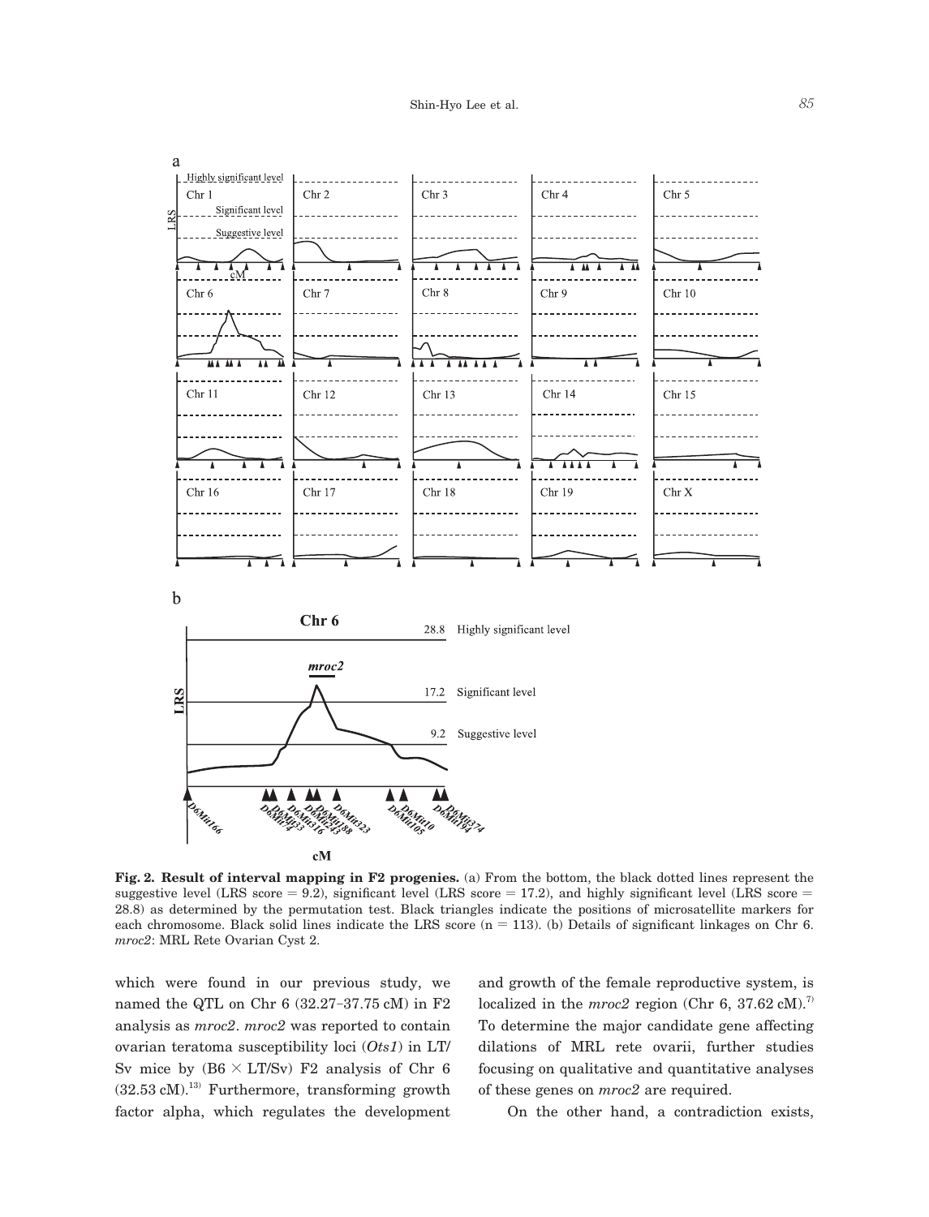Fig. 2. **Result of interval mapping in F2 progenies.** (a) From the bottom, the black dotted lines represent the suggestive level (LRS score = 9.2), significant level (LRS score = 17.2), and highly significant level (LRS score = 28.8) as determined by the permutation test. Black triangles indicate the positions of microsatellite markers for each chromosome. Black solid lines indicate the LRS score (n = 113). (b) Details of significant linkages on Chr 6. *mroc2*: MRL Rete Ovarian Cyst 2.

which were found in our previous study, we named the QTL on Chr 6 (32.27–37.75 cM) in F2 analysis as *mroc2*. *mroc2* was reported to contain ovarian teratoma susceptibility loci (*Ots1*) in LT/Sv mice by (B6 × LT/Sv) F2 analysis of Chr 6 (32.53 cM).[13] Furthermore, transforming growth factor alpha, which regulates the development and growth of the female reproductive system, is localized in the *mroc2* region (Chr 6, 37.62 cM).[7] To determine the major candidate gene affecting dilations of MRL rete ovarii, further studies focusing on qualitative and quantitative analyses of these genes on *mroc2* are required.

On the other hand, a contradiction exists,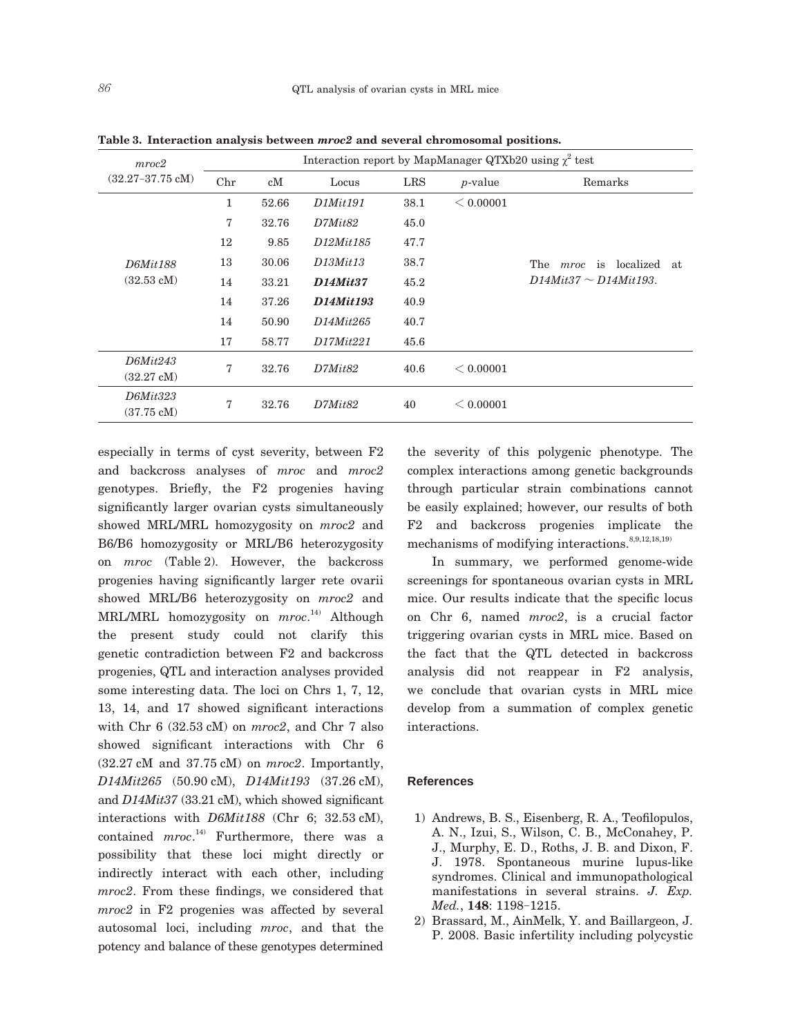**Table 3. Interaction analysis between *mroc2* and several chromosomal positions.**

| *mroc2* (32.27–37.75 cM) | Interaction report by MapManager QTXb20 using $\chi^2$ test | | | | | |
|---|---|---|---|---|---|---|
| | Chr | cM | Locus | LRS | *p*-value | Remarks |
| *D6Mit188* (32.53 cM) | 1 | 52.66 | *D1Mit191* | 38.1 | < 0.00001 | |
| | 7 | 32.76 | *D7Mit82* | 45.0 | | |
| | 12 | 9.85 | *D12Mit185* | 47.7 | | |
| | 13 | 30.06 | *D13Mit13* | 38.7 | | The *mroc* is localized at *D14Mit37* ~ *D14Mit193*. |
| | 14 | 33.21 | ***D14Mit37*** | 45.2 | | |
| | 14 | 37.26 | ***D14Mit193*** | 40.9 | | |
| | 14 | 50.90 | *D14Mit265* | 40.7 | | |
| | 17 | 58.77 | *D17Mit221* | 45.6 | | |
| *D6Mit243* (32.27 cM) | 7 | 32.76 | *D7Mit82* | 40.6 | < 0.00001 | |
| *D6Mit323* (37.75 cM) | 7 | 32.76 | *D7Mit82* | 40 | < 0.00001 | |

especially in terms of cyst severity, between F2 and backcross analyses of *mroc* and *mroc2* genotypes. Briefly, the F2 progenies having significantly larger ovarian cysts simultaneously showed MRL/MRL homozygosity on *mroc2* and B6/B6 homozygosity or MRL/B6 heterozygosity on *mroc* (Table 2). However, the backcross progenies having significantly larger rete ovarii showed MRL/B6 heterozygosity on *mroc2* and MRL/MRL homozygosity on *mroc*.[14] Although the present study could not clarify this genetic contradiction between F2 and backcross progenies, QTL and interaction analyses provided some interesting data. The loci on Chrs 1, 7, 12, 13, 14, and 17 showed significant interactions with Chr 6 (32.53 cM) on *mroc2*, and Chr 7 also showed significant interactions with Chr 6 (32.27 cM and 37.75 cM) on *mroc2*. Importantly, *D14Mit265* (50.90 cM), *D14Mit193* (37.26 cM), and *D14Mit37* (33.21 cM), which showed significant interactions with *D6Mit188* (Chr 6; 32.53 cM), contained *mroc*.[14] Furthermore, there was a possibility that these loci might directly or indirectly interact with each other, including *mroc2*. From these findings, we considered that *mroc2* in F2 progenies was affected by several autosomal loci, including *mroc*, and that the potency and balance of these genotypes determined the severity of this polygenic phenotype. The complex interactions among genetic backgrounds through particular strain combinations cannot be easily explained; however, our results of both F2 and backcross progenies implicate the mechanisms of modifying interactions.[8,9,12,18,19]

In summary, we performed genome-wide screenings for spontaneous ovarian cysts in MRL mice. Our results indicate that the specific locus on Chr 6, named *mroc2*, is a crucial factor triggering ovarian cysts in MRL mice. Based on the fact that the QTL detected in backcross analysis did not reappear in F2 analysis, we conclude that ovarian cysts in MRL mice develop from a summation of complex genetic interactions.

## References

1) Andrews, B. S., Eisenberg, R. A., Teofilopulos, A. N., Izui, S., Wilson, C. B., McConahey, P. J., Murphy, E. D., Roths, J. B. and Dixon, F. J. 1978. Spontaneous murine lupus-like syndromes. Clinical and immunopathological manifestations in several strains. *J. Exp. Med.*, **148**: 1198–1215.
2) Brassard, M., AinMelk, Y. and Baillargeon, J. P. 2008. Basic infertility including polycystic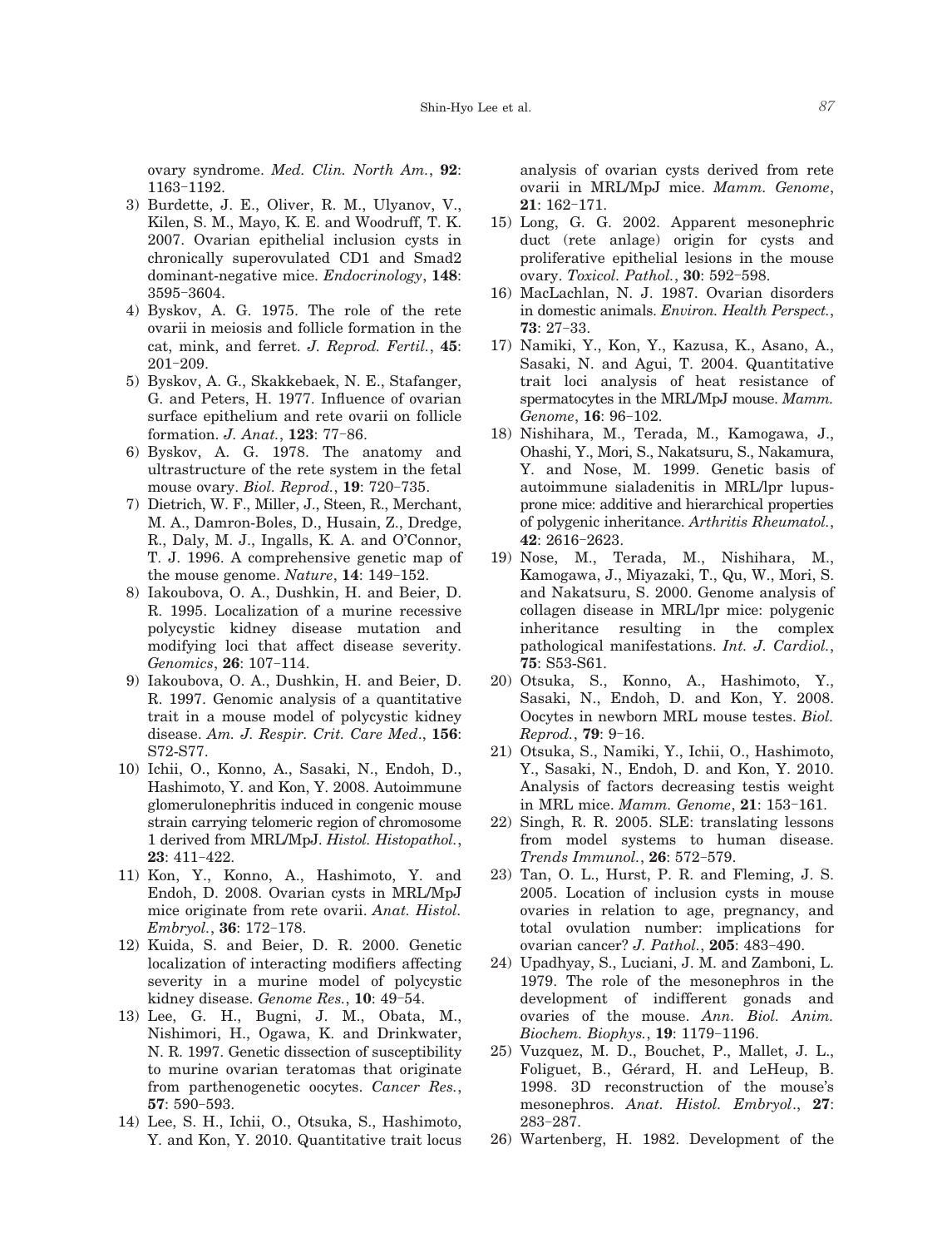ovary syndrome. *Med. Clin. North Am.*, **92**: 1163–1192.

3) Burdette, J. E., Oliver, R. M., Ulyanov, V., Kilen, S. M., Mayo, K. E. and Woodruff, T. K. 2007. Ovarian epithelial inclusion cysts in chronically superovulated CD1 and Smad2 dominant-negative mice. *Endocrinology*, **148**: 3595–3604.
4) Byskov, A. G. 1975. The role of the rete ovarii in meiosis and follicle formation in the cat, mink, and ferret. *J. Reprod. Fertil.*, **45**: 201–209.
5) Byskov, A. G., Skakkebaek, N. E., Stafanger, G. and Peters, H. 1977. Influence of ovarian surface epithelium and rete ovarii on follicle formation. *J. Anat.*, **123**: 77–86.
6) Byskov, A. G. 1978. The anatomy and ultrastructure of the rete system in the fetal mouse ovary. *Biol. Reprod.*, **19**: 720–735.
7) Dietrich, W. F., Miller, J., Steen, R., Merchant, M. A., Damron-Boles, D., Husain, Z., Dredge, R., Daly, M. J., Ingalls, K. A. and O'Connor, T. J. 1996. A comprehensive genetic map of the mouse genome. *Nature*, **14**: 149–152.
8) Iakoubova, O. A., Dushkin, H. and Beier, D. R. 1995. Localization of a murine recessive polycystic kidney disease mutation and modifying loci that affect disease severity. *Genomics*, **26**: 107–114.
9) Iakoubova, O. A., Dushkin, H. and Beier, D. R. 1997. Genomic analysis of a quantitative trait in a mouse model of polycystic kidney disease. *Am. J. Respir. Crit. Care Med*., **156**: S72-S77.
10) Ichii, O., Konno, A., Sasaki, N., Endoh, D., Hashimoto, Y. and Kon, Y. 2008. Autoimmune glomerulonephritis induced in congenic mouse strain carrying telomeric region of chromosome 1 derived from MRL/MpJ. *Histol. Histopathol.*, **23**: 411–422.
11) Kon, Y., Konno, A., Hashimoto, Y. and Endoh, D. 2008. Ovarian cysts in MRL/MpJ mice originate from rete ovarii. *Anat. Histol. Embryol.*, **36**: 172–178.
12) Kuida, S. and Beier, D. R. 2000. Genetic localization of interacting modifiers affecting severity in a murine model of polycystic kidney disease. *Genome Res.*, **10**: 49–54.
13) Lee, G. H., Bugni, J. M., Obata, M., Nishimori, H., Ogawa, K. and Drinkwater, N. R. 1997. Genetic dissection of susceptibility to murine ovarian teratomas that originate from parthenogenetic oocytes. *Cancer Res.*, **57**: 590–593.
14) Lee, S. H., Ichii, O., Otsuka, S., Hashimoto, Y. and Kon, Y. 2010. Quantitative trait locus analysis of ovarian cysts derived from rete ovarii in MRL/MpJ mice. *Mamm. Genome*, **21**: 162–171.
15) Long, G. G. 2002. Apparent mesonephric duct (rete anlage) origin for cysts and proliferative epithelial lesions in the mouse ovary. *Toxicol. Pathol.*, **30**: 592–598.
16) MacLachlan, N. J. 1987. Ovarian disorders in domestic animals. *Environ. Health Perspect.*, **73**: 27–33.
17) Namiki, Y., Kon, Y., Kazusa, K., Asano, A., Sasaki, N. and Agui, T. 2004. Quantitative trait loci analysis of heat resistance of spermatocytes in the MRL/MpJ mouse. *Mamm. Genome*, **16**: 96–102.
18) Nishihara, M., Terada, M., Kamogawa, J., Ohashi, Y., Mori, S., Nakatsuru, S., Nakamura, Y. and Nose, M. 1999. Genetic basis of autoimmune sialadenitis in MRL/lpr lupus-prone mice: additive and hierarchical properties of polygenic inheritance. *Arthritis Rheumatol.*, **42**: 2616–2623.
19) Nose, M., Terada, M., Nishihara, M., Kamogawa, J., Miyazaki, T., Qu, W., Mori, S. and Nakatsuru, S. 2000. Genome analysis of collagen disease in MRL/lpr mice: polygenic inheritance resulting in the complex pathological manifestations. *Int. J. Cardiol.*, **75**: S53-S61.
20) Otsuka, S., Konno, A., Hashimoto, Y., Sasaki, N., Endoh, D. and Kon, Y. 2008. Oocytes in newborn MRL mouse testes. *Biol. Reprod.*, **79**: 9–16.
21) Otsuka, S., Namiki, Y., Ichii, O., Hashimoto, Y., Sasaki, N., Endoh, D. and Kon, Y. 2010. Analysis of factors decreasing testis weight in MRL mice. *Mamm. Genome*, **21**: 153–161.
22) Singh, R. R. 2005. SLE: translating lessons from model systems to human disease. *Trends Immunol.*, **26**: 572–579.
23) Tan, O. L., Hurst, P. R. and Fleming, J. S. 2005. Location of inclusion cysts in mouse ovaries in relation to age, pregnancy, and total ovulation number: implications for ovarian cancer? *J. Pathol.*, **205**: 483–490.
24) Upadhyay, S., Luciani, J. M. and Zamboni, L. 1979. The role of the mesonephros in the development of indifferent gonads and ovaries of the mouse. *Ann. Biol. Anim. Biochem. Biophys.*, **19**: 1179–1196.
25) Vuzquez, M. D., Bouchet, P., Mallet, J. L., Foliguet, B., Gérard, H. and LeHeup, B. 1998. 3D reconstruction of the mouse's mesonephros. *Anat. Histol. Embryol*., **27**: 283–287.
26) Wartenberg, H. 1982. Development of the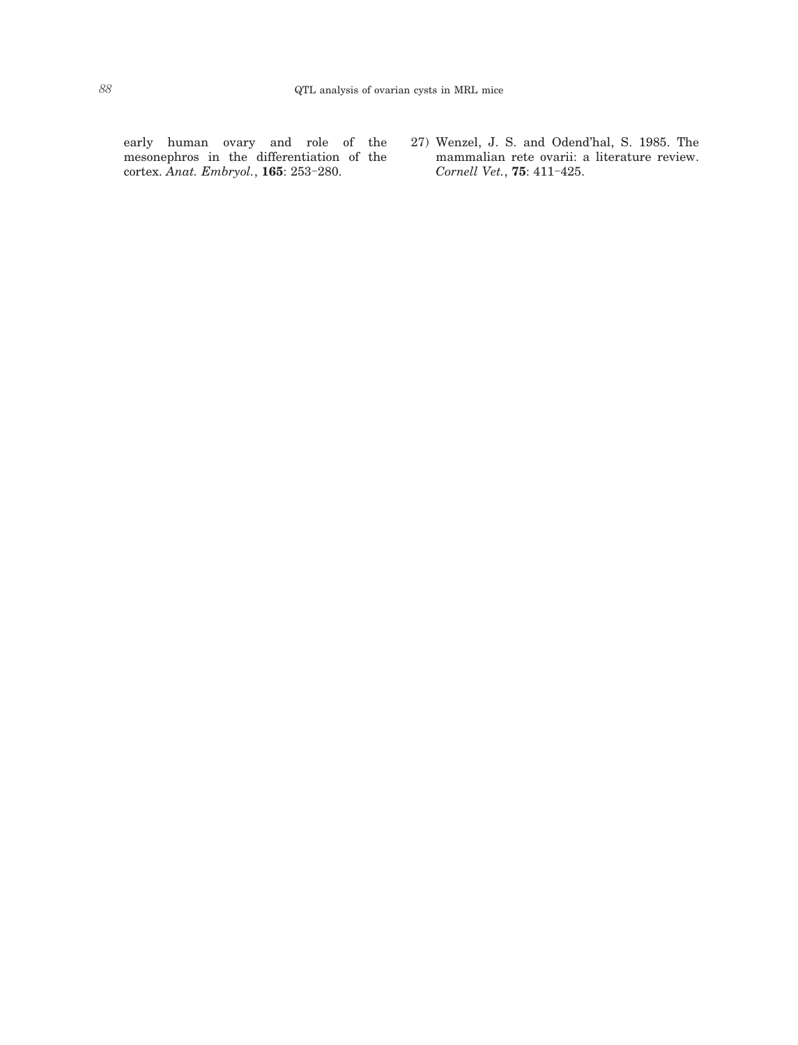early human ovary and role of the mesonephros in the differentiation of the cortex. *Anat. Embryol.*, **165**: 253–280.

27) Wenzel, J. S. and Odend'hal, S. 1985. The mammalian rete ovarii: a literature review. *Cornell Vet.*, **75**: 411–425.